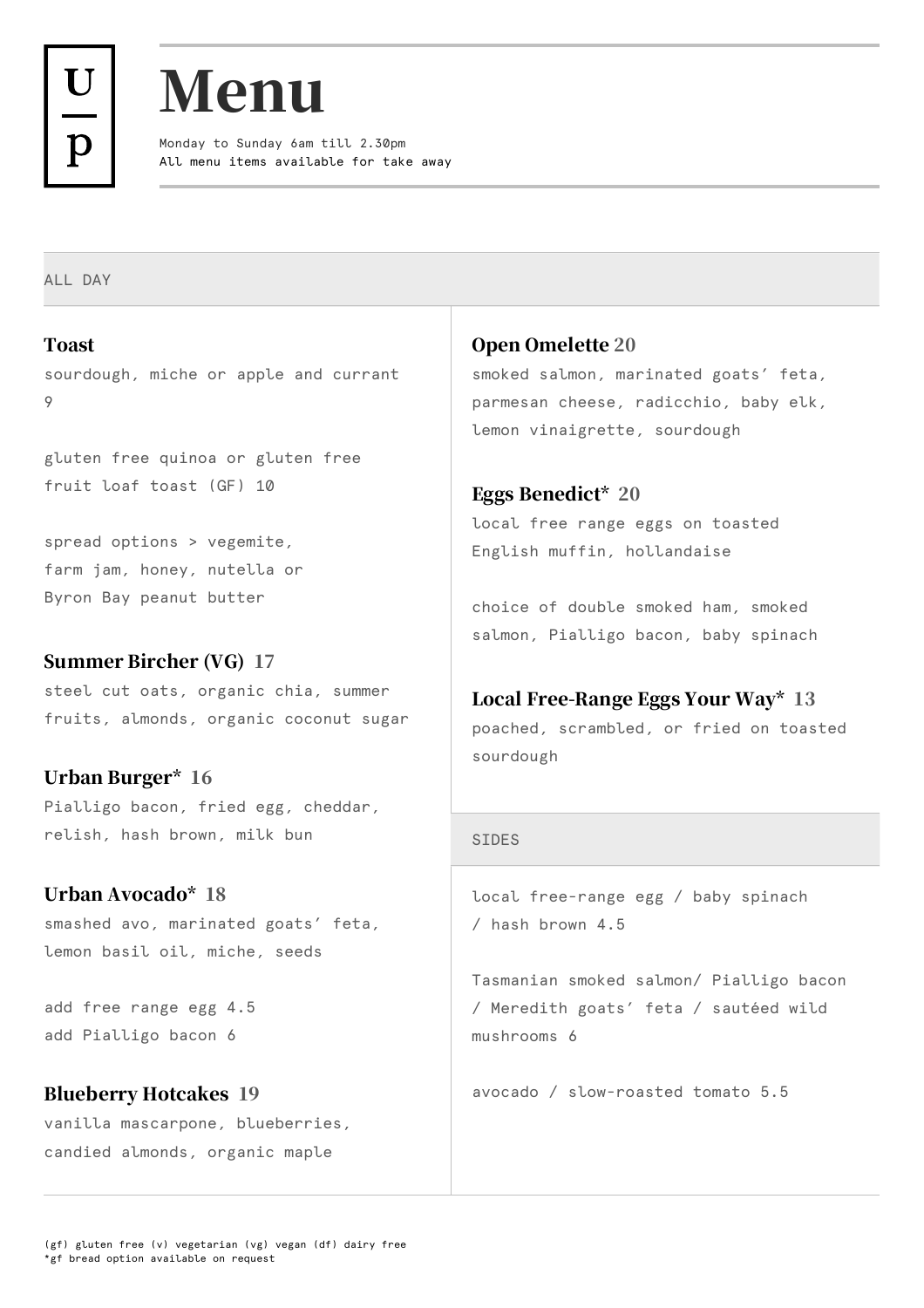U | p

# Menu

Monday to Sunday 6am till 2.30pm
All menu items available for take away

## ALL DAY

### Toast
sourdough, miche or apple and currant
9

gluten free quinoa or gluten free fruit loaf toast (GF) 10

spread options > vegemite, farm jam, honey, nutella or Byron Bay peanut butter

### Summer Bircher (VG) 17
steel cut oats, organic chia, summer fruits, almonds, organic coconut sugar

### Urban Burger* 16
Pialligo bacon, fried egg, cheddar, relish, hash brown, milk bun

### Urban Avocado* 18
smashed avo, marinated goats' feta, lemon basil oil, miche, seeds

add free range egg 4.5
add Pialligo bacon 6

### Blueberry Hotcakes 19
vanilla mascarpone, blueberries, candied almonds, organic maple

### Open Omelette 20
smoked salmon, marinated goats' feta, parmesan cheese, radicchio, baby elk, lemon vinaigrette, sourdough

### Eggs Benedict* 20
local free range eggs on toasted English muffin, hollandaise

choice of double smoked ham, smoked salmon, Pialligo bacon, baby spinach

### Local Free-Range Eggs Your Way* 13
poached, scrambled, or fried on toasted sourdough

## SIDES

local free-range egg / baby spinach / hash brown 4.5

Tasmanian smoked salmon/ Pialligo bacon / Meredith goats' feta / sautéed wild mushrooms 6

avocado / slow-roasted tomato 5.5

(gf) gluten free (v) vegetarian (vg) vegan (df) dairy free
*gf bread option available on request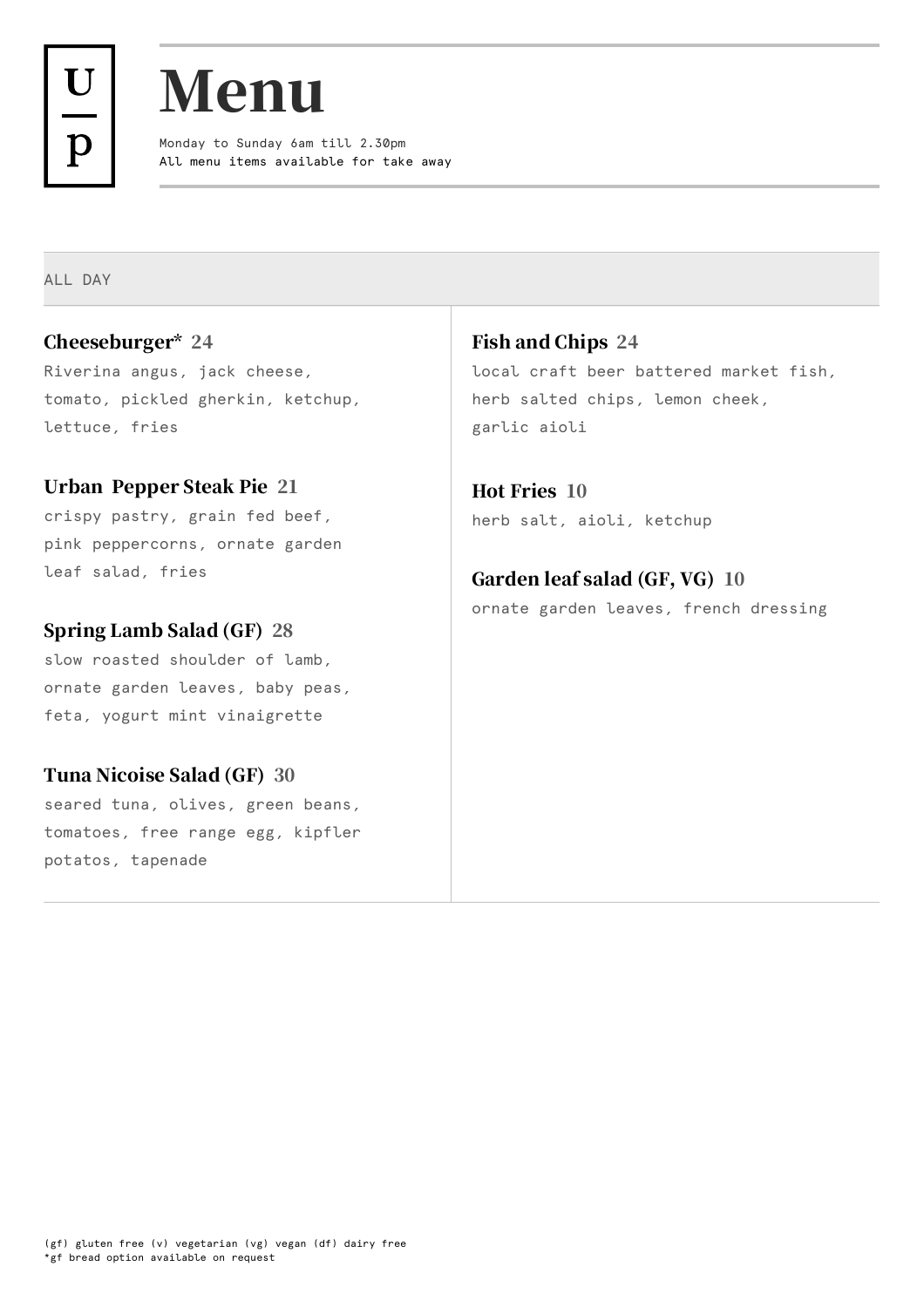U | p

# Menu

Monday to Sunday 6am till 2.30pm
All menu items available for take away

## ALL DAY

### Cheeseburger* 24
Riverina angus, jack cheese, tomato, pickled gherkin, ketchup, lettuce, fries

### Urban Pepper Steak Pie 21
crispy pastry, grain fed beef, pink peppercorns, ornate garden leaf salad, fries

### Spring Lamb Salad (GF) 28
slow roasted shoulder of lamb, ornate garden leaves, baby peas, feta, yogurt mint vinaigrette

### Tuna Nicoise Salad (GF) 30
seared tuna, olives, green beans, tomatoes, free range egg, kipfler potatos, tapenade

### Fish and Chips 24
local craft beer battered market fish, herb salted chips, lemon cheek, garlic aioli

### Hot Fries 10
herb salt, aioli, ketchup

### Garden leaf salad (GF, VG) 10
ornate garden leaves, french dressing

(gf) gluten free (v) vegetarian (vg) vegan (df) dairy free
*gf bread option available on request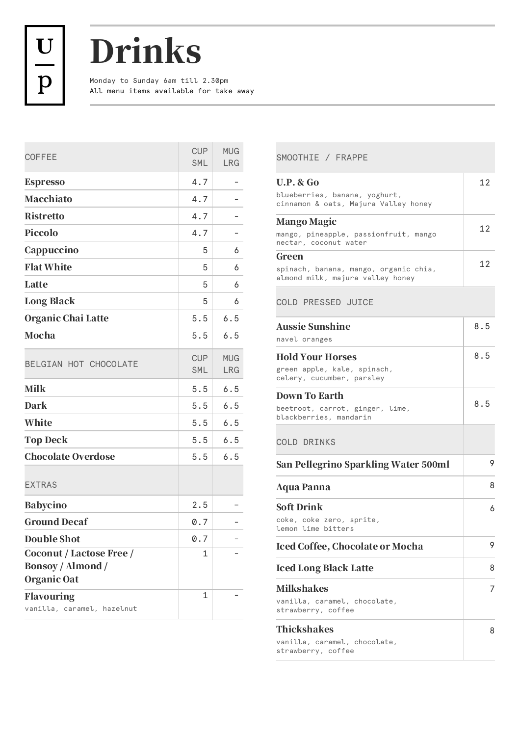U
p

# Drinks

Monday to Sunday 6am till 2.30pm
All menu items available for take away

| COFFEE | CUP SML | MUG LRG |
|---|---|---|
| **Espresso** | 4.7 | - |
| **Macchiato** | 4.7 | - |
| **Ristretto** | 4.7 | - |
| **Piccolo** | 4.7 | - |
| **Cappuccino** | 5 | 6 |
| **Flat White** | 5 | 6 |
| **Latte** | 5 | 6 |
| **Long Black** | 5 | 6 |
| **Organic Chai Latte** | 5.5 | 6.5 |
| **Mocha** | 5.5 | 6.5 |

| BELGIAN HOT CHOCOLATE | CUP SML | MUG LRG |
|---|---|---|
| **Milk** | 5.5 | 6.5 |
| **Dark** | 5.5 | 6.5 |
| **White** | 5.5 | 6.5 |
| **Top Deck** | 5.5 | 6.5 |
| **Chocolate Overdose** | 5.5 | 6.5 |

| EXTRAS | | |
|---|---|---|
| **Babycino** | 2.5 | - |
| **Ground Decaf** | 0.7 | - |
| **Double Shot** | 0.7 | - |
| **Coconut / Lactose Free / Bonsoy / Almond / Organic Oat** | 1 | - |
| **Flavouring** vanilla, caramel, hazelnut | 1 | - |

| SMOOTHIE / FRAPPE | |
|---|---|
| **U.P. & Go** blueberries, banana, yoghurt, cinnamon & oats, Majura Valley honey | 12 |
| **Mango Magic** mango, pineapple, passionfruit, mango nectar, coconut water | 12 |
| **Green** spinach, banana, mango, organic chia, almond milk, majura valley honey | 12 |

| COLD PRESSED JUICE | |
|---|---|
| **Aussie Sunshine** navel oranges | 8.5 |
| **Hold Your Horses** green apple, kale, spinach, celery, cucumber, parsley | 8.5 |
| **Down To Earth** beetroot, carrot, ginger, lime, blackberries, mandarin | 8.5 |

| COLD DRINKS | |
|---|---|
| **San Pellegrino Sparkling Water 500ml** | 9 |
| **Aqua Panna** | 8 |
| **Soft Drink** coke, coke zero, sprite, lemon lime bitters | 6 |
| **Iced Coffee, Chocolate or Mocha** | 9 |
| **Iced Long Black Latte** | 8 |
| **Milkshakes** vanilla, caramel, chocolate, strawberry, coffee | 7 |
| **Thickshakes** vanilla, caramel, chocolate, strawberry, coffee | 8 |